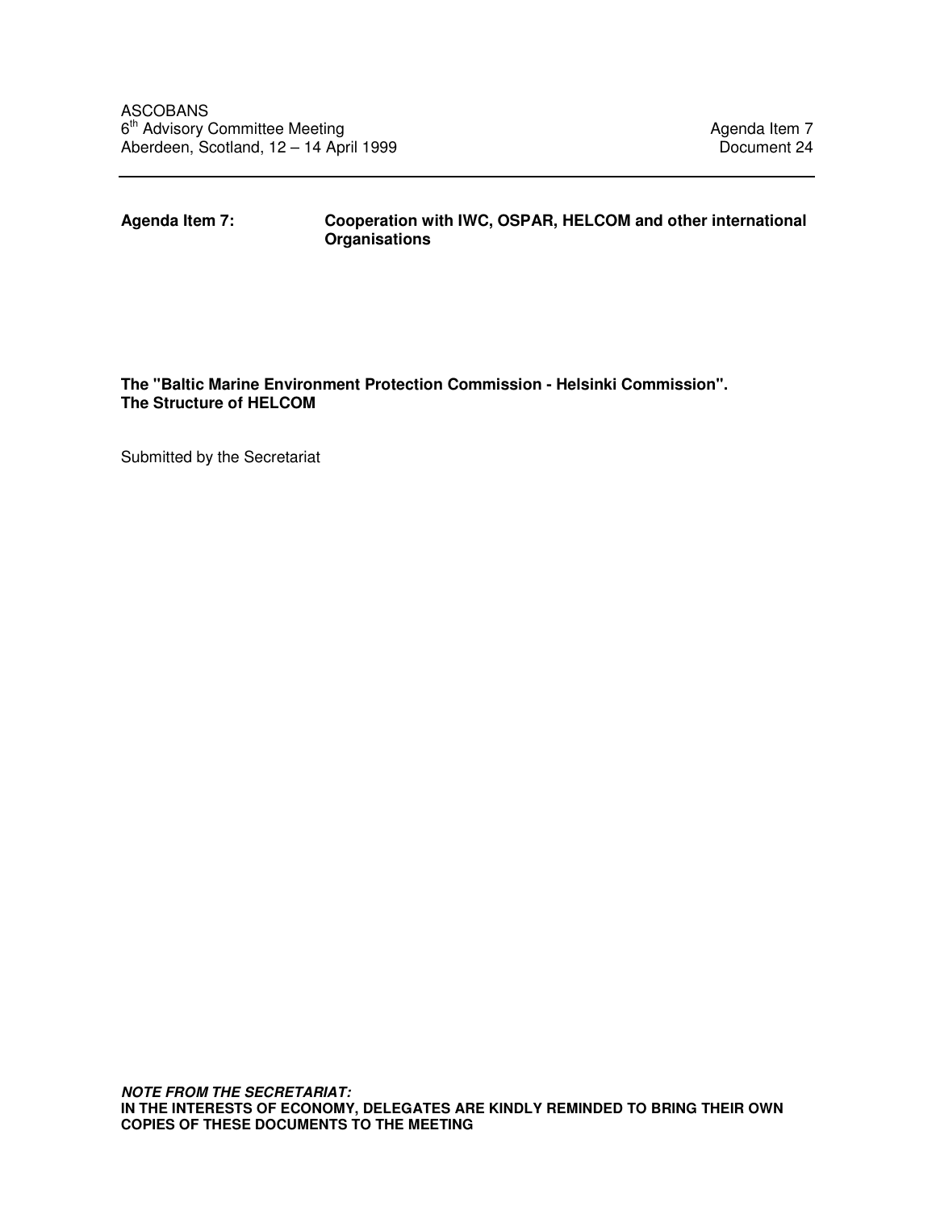ASCOBANS
6th Advisory Committee Meeting
Aberdeen, Scotland, 12 – 14 April 1999

Agenda Item 7
Document 24

---

**Agenda Item 7:** **Cooperation with IWC, OSPAR, HELCOM and other international Organisations**

**The "Baltic Marine Environment Protection Commission - Helsinki Commission". The Structure of HELCOM**

Submitted by the Secretariat

***NOTE FROM THE SECRETARIAT:***
**IN THE INTERESTS OF ECONOMY, DELEGATES ARE KINDLY REMINDED TO BRING THEIR OWN COPIES OF THESE DOCUMENTS TO THE MEETING**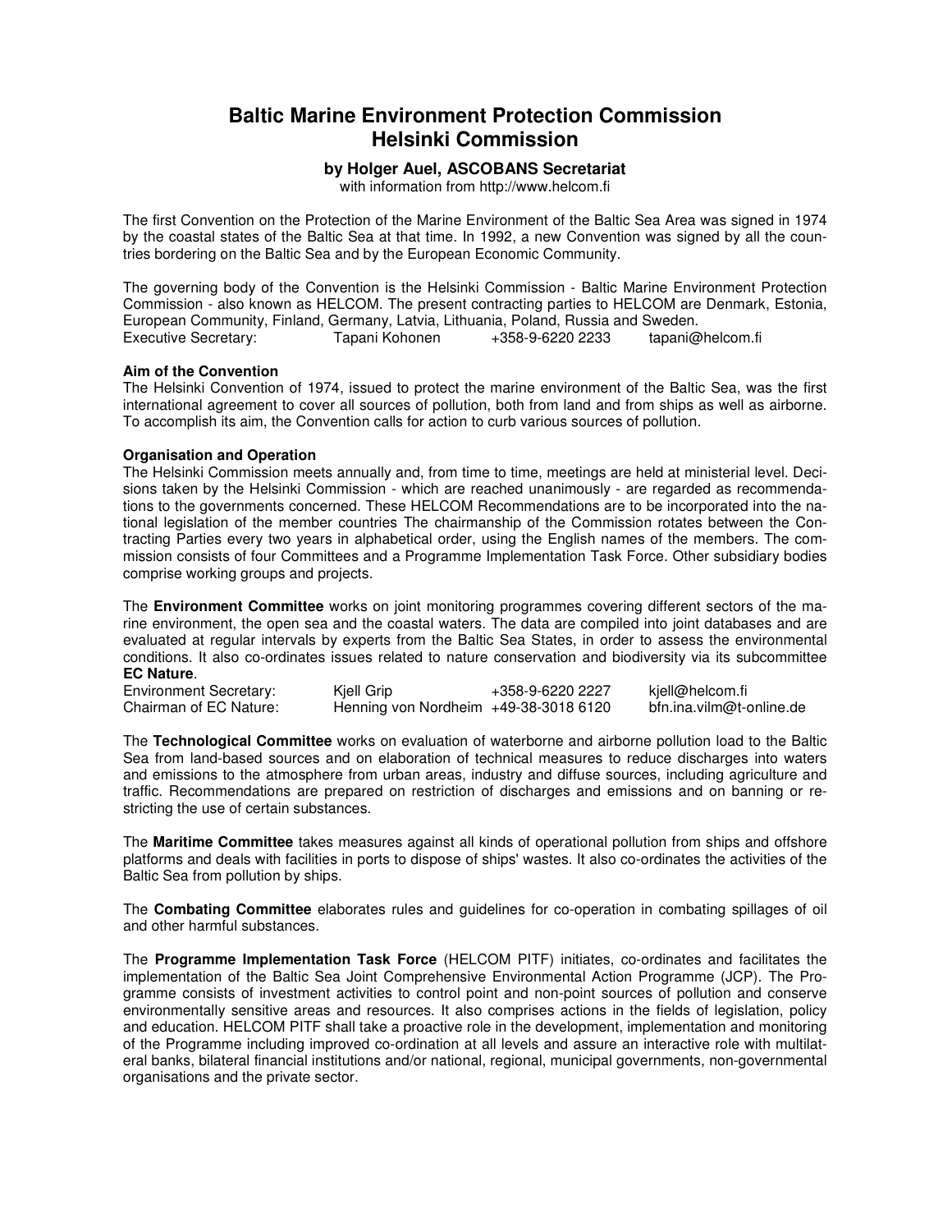# Baltic Marine Environment Protection Commission
# Helsinki Commission

### by Holger Auel, ASCOBANS Secretariat

with information from http://www.helcom.fi

The first Convention on the Protection of the Marine Environment of the Baltic Sea Area was signed in 1974 by the coastal states of the Baltic Sea at that time. In 1992, a new Convention was signed by all the countries bordering on the Baltic Sea and by the European Economic Community.

The governing body of the Convention is the Helsinki Commission - Baltic Marine Environment Protection Commission - also known as HELCOM. The present contracting parties to HELCOM are Denmark, Estonia, European Community, Finland, Germany, Latvia, Lithuania, Poland, Russia and Sweden.

| | | | |
|---|---|---|---|
| Executive Secretary: | Tapani Kohonen | +358-9-6220 2233 | tapani@helcom.fi |

**Aim of the Convention**

The Helsinki Convention of 1974, issued to protect the marine environment of the Baltic Sea, was the first international agreement to cover all sources of pollution, both from land and from ships as well as airborne. To accomplish its aim, the Convention calls for action to curb various sources of pollution.

**Organisation and Operation**

The Helsinki Commission meets annually and, from time to time, meetings are held at ministerial level. Decisions taken by the Helsinki Commission - which are reached unanimously - are regarded as recommendations to the governments concerned. These HELCOM Recommendations are to be incorporated into the national legislation of the member countries The chairmanship of the Commission rotates between the Contracting Parties every two years in alphabetical order, using the English names of the members. The commission consists of four Committees and a Programme Implementation Task Force. Other subsidiary bodies comprise working groups and projects.

The **Environment Committee** works on joint monitoring programmes covering different sectors of the marine environment, the open sea and the coastal waters. The data are compiled into joint databases and are evaluated at regular intervals by experts from the Baltic Sea States, in order to assess the environmental conditions. It also co-ordinates issues related to nature conservation and biodiversity via its subcommittee **EC Nature**.

| | | | |
|---|---|---|---|
| Environment Secretary: | Kjell Grip | +358-9-6220 2227 | kjell@helcom.fi |
| Chairman of EC Nature: | Henning von Nordheim | +49-38-3018 6120 | bfn.ina.vilm@t-online.de |

The **Technological Committee** works on evaluation of waterborne and airborne pollution load to the Baltic Sea from land-based sources and on elaboration of technical measures to reduce discharges into waters and emissions to the atmosphere from urban areas, industry and diffuse sources, including agriculture and traffic. Recommendations are prepared on restriction of discharges and emissions and on banning or restricting the use of certain substances.

The **Maritime Committee** takes measures against all kinds of operational pollution from ships and offshore platforms and deals with facilities in ports to dispose of ships' wastes. It also co-ordinates the activities of the Baltic Sea from pollution by ships.

The **Combating Committee** elaborates rules and guidelines for co-operation in combating spillages of oil and other harmful substances.

The **Programme Implementation Task Force** (HELCOM PITF) initiates, co-ordinates and facilitates the implementation of the Baltic Sea Joint Comprehensive Environmental Action Programme (JCP). The Programme consists of investment activities to control point and non-point sources of pollution and conserve environmentally sensitive areas and resources. It also comprises actions in the fields of legislation, policy and education. HELCOM PITF shall take a proactive role in the development, implementation and monitoring of the Programme including improved co-ordination at all levels and assure an interactive role with multilateral banks, bilateral financial institutions and/or national, regional, municipal governments, non-governmental organisations and the private sector.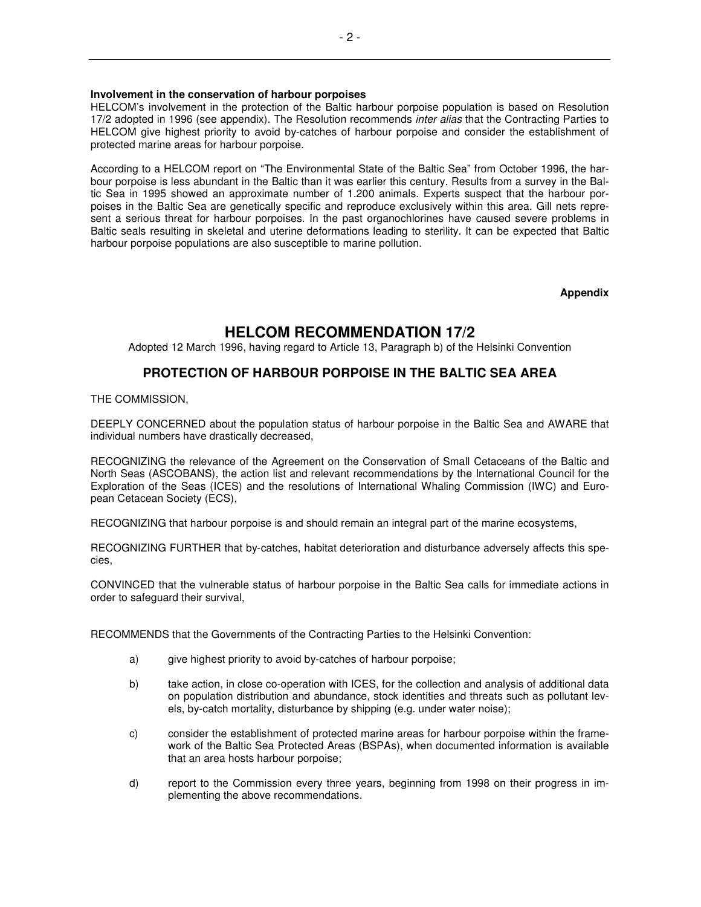**Involvement in the conservation of harbour porpoises**

HELCOM's involvement in the protection of the Baltic harbour porpoise population is based on Resolution 17/2 adopted in 1996 (see appendix). The Resolution recommends *inter alias* that the Contracting Parties to HELCOM give highest priority to avoid by-catches of harbour porpoise and consider the establishment of protected marine areas for harbour porpoise.

According to a HELCOM report on "The Environmental State of the Baltic Sea" from October 1996, the harbour porpoise is less abundant in the Baltic than it was earlier this century. Results from a survey in the Baltic Sea in 1995 showed an approximate number of 1.200 animals. Experts suspect that the harbour porpoises in the Baltic Sea are genetically specific and reproduce exclusively within this area. Gill nets represent a serious threat for harbour porpoises. In the past organochlorines have caused severe problems in Baltic seals resulting in skeletal and uterine deformations leading to sterility. It can be expected that Baltic harbour porpoise populations are also susceptible to marine pollution.

**Appendix**

# HELCOM RECOMMENDATION 17/2

Adopted 12 March 1996, having regard to Article 13, Paragraph b) of the Helsinki Convention

## PROTECTION OF HARBOUR PORPOISE IN THE BALTIC SEA AREA

THE COMMISSION,

DEEPLY CONCERNED about the population status of harbour porpoise in the Baltic Sea and AWARE that individual numbers have drastically decreased,

RECOGNIZING the relevance of the Agreement on the Conservation of Small Cetaceans of the Baltic and North Seas (ASCOBANS), the action list and relevant recommendations by the International Council for the Exploration of the Seas (ICES) and the resolutions of International Whaling Commission (IWC) and European Cetacean Society (ECS),

RECOGNIZING that harbour porpoise is and should remain an integral part of the marine ecosystems,

RECOGNIZING FURTHER that by-catches, habitat deterioration and disturbance adversely affects this species,

CONVINCED that the vulnerable status of harbour porpoise in the Baltic Sea calls for immediate actions in order to safeguard their survival,

RECOMMENDS that the Governments of the Contracting Parties to the Helsinki Convention:

a) give highest priority to avoid by-catches of harbour porpoise;

b) take action, in close co-operation with ICES, for the collection and analysis of additional data on population distribution and abundance, stock identities and threats such as pollutant levels, by-catch mortality, disturbance by shipping (e.g. under water noise);

c) consider the establishment of protected marine areas for harbour porpoise within the framework of the Baltic Sea Protected Areas (BSPAs), when documented information is available that an area hosts harbour porpoise;

d) report to the Commission every three years, beginning from 1998 on their progress in implementing the above recommendations.